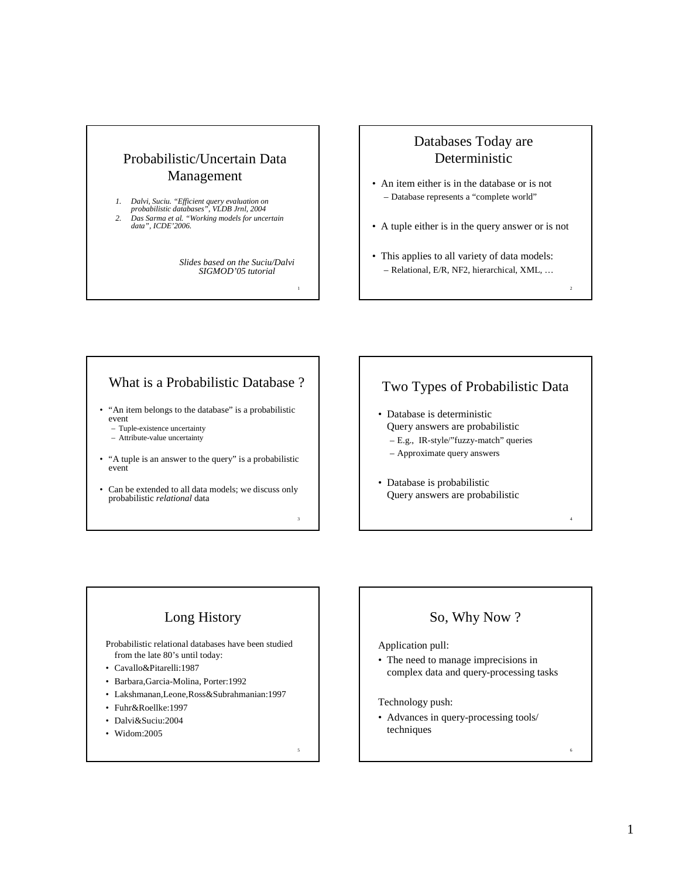# Probabilistic/Uncertain Data Management

1. *Dalvi, Suciu. "Efficient query evaluation on probabilistic databases", VLDB Jrnl, 2004*
2. *Das Sarma et al. "Working models for uncertain data", ICDE'2006.*

*Slides based on the Suciu/Dalvi SIGMOD'05 tutorial*

# Databases Today are Deterministic

- An item either is in the database or is not
  - Database represents a "complete world"
- A tuple either is in the query answer or is not
- This applies to all variety of data models:
  - Relational, E/R, NF2, hierarchical, XML, …

# What is a Probabilistic Database ?

- "An item belongs to the database" is a probabilistic event
  - Tuple-existence uncertainty
  - Attribute-value uncertainty
- "A tuple is an answer to the query" is a probabilistic event
- Can be extended to all data models; we discuss only probabilistic *relational* data

# Two Types of Probabilistic Data

- Database is deterministic
  Query answers are probabilistic
  - E.g., IR-style/"fuzzy-match" queries
  - Approximate query answers
- Database is probabilistic
  Query answers are probabilistic

# Long History

Probabilistic relational databases have been studied from the late 80's until today:

- Cavallo&Pitarelli:1987
- Barbara,Garcia-Molina, Porter:1992
- Lakshmanan,Leone,Ross&Subrahmanian:1997
- Fuhr&Roellke:1997
- Dalvi&Suciu:2004
- Widom:2005

# So, Why Now ?

Application pull:

- The need to manage imprecisions in complex data and query-processing tasks

Technology push:

- Advances in query-processing tools/ techniques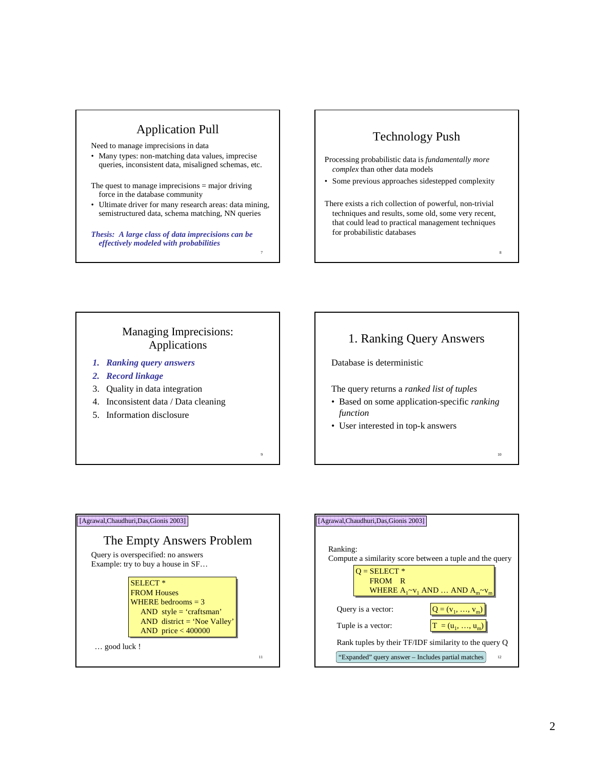## Application Pull

Need to manage imprecisions in data

- Many types: non-matching data values, imprecise queries, inconsistent data, misaligned schemas, etc.

The quest to manage imprecisions = major driving force in the database community

- Ultimate driver for many research areas: data mining, semistructured data, schema matching, NN queries

***Thesis: A large class of data imprecisions can be effectively modeled with probabilities***

## Technology Push

Processing probabilistic data is *fundamentally more complex* than other data models

- Some previous approaches sidestepped complexity

There exists a rich collection of powerful, non-trivial techniques and results, some old, some very recent, that could lead to practical management techniques for probabilistic databases

## Managing Imprecisions: Applications

1. ***Ranking query answers***
2. ***Record linkage***
3. Quality in data integration
4. Inconsistent data / Data cleaning
5. Information disclosure

## 1. Ranking Query Answers

Database is deterministic

The query returns a *ranked list of tuples*

- Based on some application-specific *ranking function*
- User interested in top-k answers

[Agrawal,Chaudhuri,Das,Gionis 2003]

## The Empty Answers Problem

Query is overspecified: no answers
Example: try to buy a house in SF…

```
SELECT *
FROM Houses
WHERE bedrooms = 3
   AND style = 'craftsman'
   AND district = 'Noe Valley'
   AND price < 400000
```

… good luck !

[Agrawal,Chaudhuri,Das,Gionis 2003]

Ranking:
Compute a similarity score between a tuple and the query

Q = SELECT *
      FROM R
      WHERE $A_1 \sim v_1$ AND … AND $A_m \sim v_m$

Query is a vector: $Q = (v_1, \ldots, v_m)$

Tuple is a vector: $T = (u_1, \ldots, u_m)$

Rank tuples by their TF/IDF similarity to the query Q

"Expanded" query answer – Includes partial matches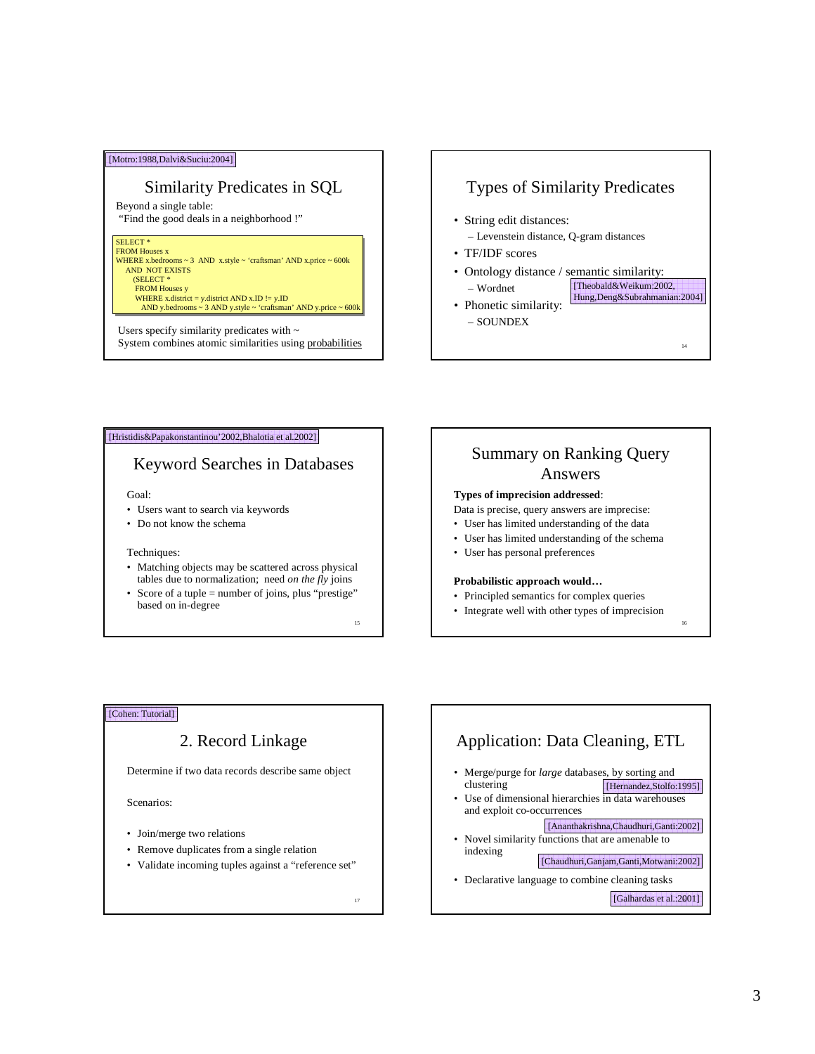[Motro:1988,Dalvi&Suciu:2004]

## Similarity Predicates in SQL

Beyond a single table:
"Find the good deals in a neighborhood !"

```
SELECT *
FROM Houses x
WHERE x.bedrooms ~ 3  AND  x.style ~ 'craftsman' AND x.price ~ 600k
   AND  NOT EXISTS
      (SELECT *
       FROM Houses y
       WHERE x.district = y.district AND x.ID != y.ID
          AND y.bedrooms ~ 3 AND y.style ~ 'craftsman' AND y.price ~ 600k
```

Users specify similarity predicates with ~
System combines atomic similarities using probabilities

## Types of Similarity Predicates

- String edit distances:
  - Levenstein distance, Q-gram distances
- TF/IDF scores
- Ontology distance / semantic similarity:
  - Wordnet [Theobald&Weikum:2002, Hung,Deng&Subrahmanian:2004]
- Phonetic similarity:
  - SOUNDEX

[Hristidis&Papakonstantinou'2002,Bhalotia et al.2002]

## Keyword Searches in Databases

Goal:

- Users want to search via keywords
- Do not know the schema

Techniques:

- Matching objects may be scattered across physical tables due to normalization; need *on the fly* joins
- Score of a tuple = number of joins, plus "prestige" based on in-degree

## Summary on Ranking Query Answers

**Types of imprecision addressed**:

Data is precise, query answers are imprecise:

- User has limited understanding of the data
- User has limited understanding of the schema
- User has personal preferences

**Probabilistic approach would…**

- Principled semantics for complex queries
- Integrate well with other types of imprecision

[Cohen: Tutorial]

## 2. Record Linkage

Determine if two data records describe same object

Scenarios:

- Join/merge two relations
- Remove duplicates from a single relation
- Validate incoming tuples against a "reference set"

## Application: Data Cleaning, ETL

- Merge/purge for *large* databases, by sorting and clustering [Hernandez,Stolfo:1995]
- Use of dimensional hierarchies in data warehouses and exploit co-occurrences [Ananthakrishna,Chaudhuri,Ganti:2002]
- Novel similarity functions that are amenable to indexing [Chaudhuri,Ganjam,Ganti,Motwani:2002]
- Declarative language to combine cleaning tasks [Galhardas et al.:2001]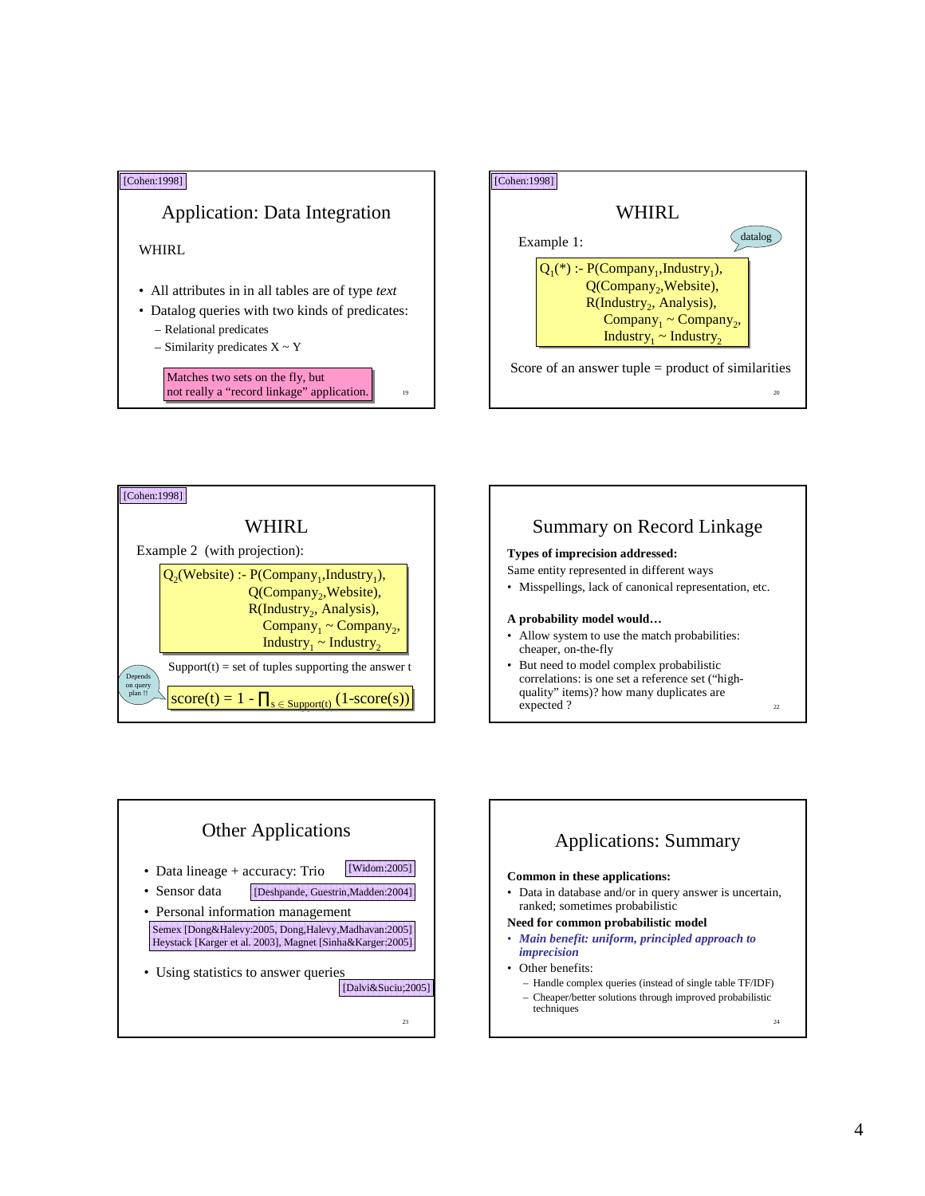[Cohen:1998]

## Application: Data Integration

WHIRL

- All attributes in in all tables are of type *text*
- Datalog queries with two kinds of predicates:
  - Relational predicates
  - Similarity predicates X ~ Y

Matches two sets on the fly, but not really a "record linkage" application.

[Cohen:1998]

## WHIRL

Example 1:

datalog

$$Q_1(*) \text{ :- } P(Company_1, Industry_1), Q(Company_2, Website), R(Industry_2, Analysis), Company_1 \sim Company_2, Industry_1 \sim Industry_2$$

Score of an answer tuple = product of similarities

[Cohen:1998]

## WHIRL

Example 2 (with projection):

$$Q_2(Website) \text{ :- } P(Company_1, Industry_1), Q(Company_2, Website), R(Industry_2, Analysis), Company_1 \sim Company_2, Industry_1 \sim Industry_2$$

Support(t) = set of tuples supporting the answer t

Depends on query plan !!

$$score(t) = 1 - \prod_{s \in Support(t)} (1 - score(s))$$

## Summary on Record Linkage

**Types of imprecision addressed:**

Same entity represented in different ways

- Misspellings, lack of canonical representation, etc.

**A probability model would…**

- Allow system to use the match probabilities: cheaper, on-the-fly
- But need to model complex probabilistic correlations: is one set a reference set ("high-quality" items)? how many duplicates are expected ?

## Other Applications

- Data lineage + accuracy: Trio [Widom:2005]
- Sensor data [Deshpande, Guestrin,Madden:2004]
- Personal information management
  Semex [Dong&Halevy:2005, Dong,Halevy,Madhavan:2005]
  Heystack [Karger et al. 2003], Magnet [Sinha&Karger:2005]
- Using statistics to answer queries [Dalvi&Suciu;2005]

## Applications: Summary

**Common in these applications:**

- Data in database and/or in query answer is uncertain, ranked; sometimes probabilistic

**Need for common probabilistic model**

- ***Main benefit: uniform, principled approach to imprecision***
- Other benefits:
  - Handle complex queries (instead of single table TF/IDF)
  - Cheaper/better solutions through improved probabilistic techniques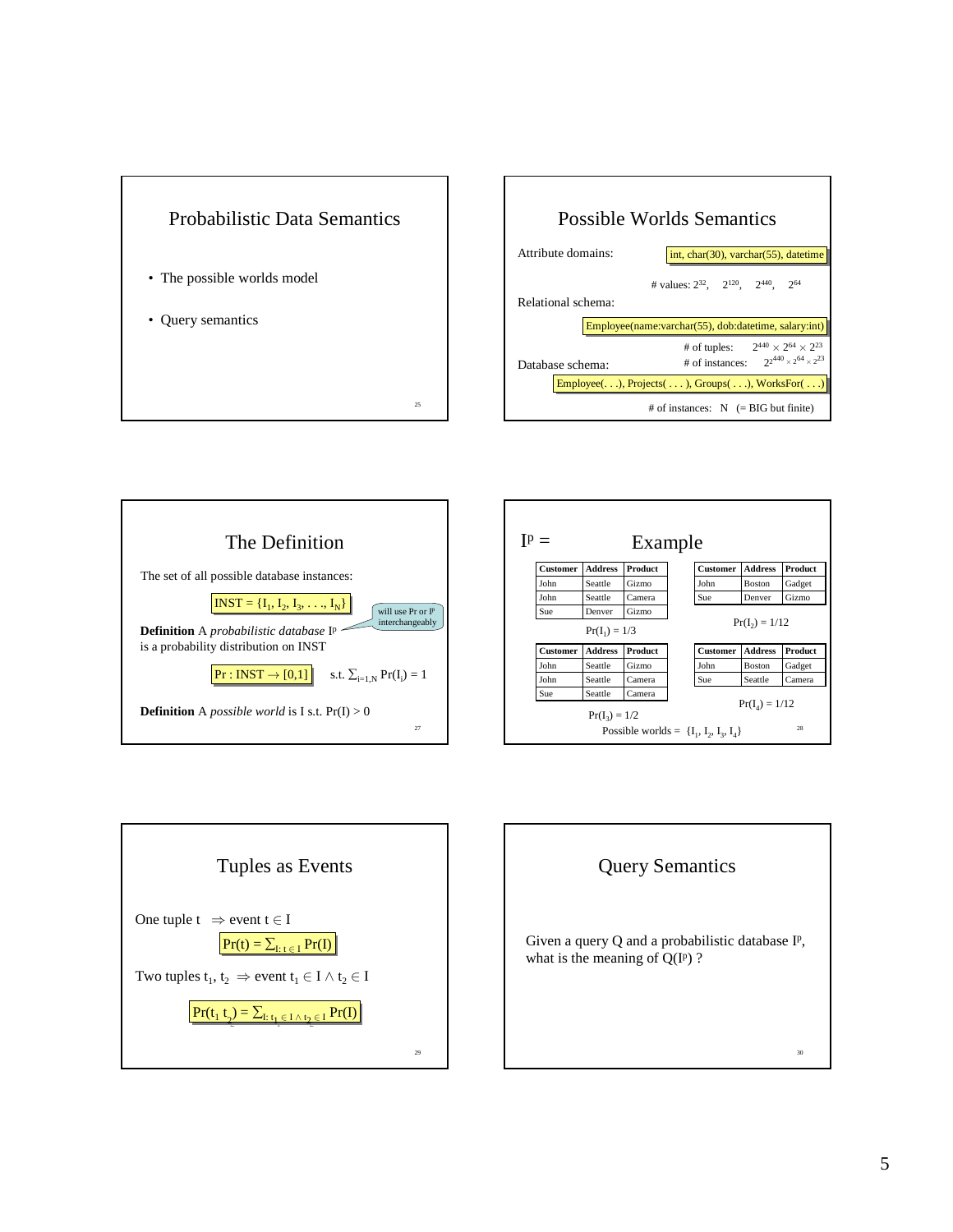## Probabilistic Data Semantics

- The possible worlds model
- Query semantics

## Possible Worlds Semantics

Attribute domains: int, char(30), varchar(55), datetime

# values: $2^{32}$, $2^{120}$, $2^{440}$, $2^{64}$

Relational schema:

Employee(name:varchar(55), dob:datetime, salary:int)

# of tuples: $2^{440} \times 2^{64} \times 2^{23}$

# of instances: $2^{2^{440} \times 2^{64} \times 2^{23}}$

Database schema:

Employee(. . .), Projects( . . . ), Groups( . . .), WorksFor( . . .)

# of instances: N (= BIG but finite)

## The Definition

The set of all possible database instances:

$$INST = \{I_1, I_2, I_3, . . ., I_N\}$$

will use Pr or $I^p$ interchangeably

**Definition** A *probabilistic database* $I^p$ is a probability distribution on INST

$$Pr : INST \rightarrow [0,1] \quad \text{s.t. } \sum_{i=1,N} Pr(I_i) = 1$$

**Definition** A *possible world* is I s.t. Pr(I) > 0

## $I^p$ = Example

| Customer | Address | Product |
|---|---|---|
| John | Seattle | Gizmo |
| John | Seattle | Camera |
| Sue | Denver | Gizmo |

$Pr(I_1) = 1/3$

| Customer | Address | Product |
|---|---|---|
| John | Boston | Gadget |
| Sue | Denver | Gizmo |

$Pr(I_2) = 1/12$

| Customer | Address | Product |
|---|---|---|
| John | Seattle | Gizmo |
| John | Seattle | Camera |
| Sue | Seattle | Camera |

$Pr(I_3) = 1/2$

| Customer | Address | Product |
|---|---|---|
| John | Boston | Gadget |
| Sue | Seattle | Camera |

$Pr(I_4) = 1/12$

Possible worlds = $\{I_1, I_2, I_3, I_4\}$

## Tuples as Events

One tuple t $\Rightarrow$ event $t \in I$

$$Pr(t) = \sum_{I:\, t \in I} Pr(I)$$

Two tuples $t_1$, $t_2$ $\Rightarrow$ event $t_1 \in I \wedge t_2 \in I$

$$Pr(t_1\, t_2) = \sum_{I:\, t_1 \in I \wedge t_2 \in I} Pr(I)$$

## Query Semantics

Given a query Q and a probabilistic database $I^p$, what is the meaning of $Q(I^p)$ ?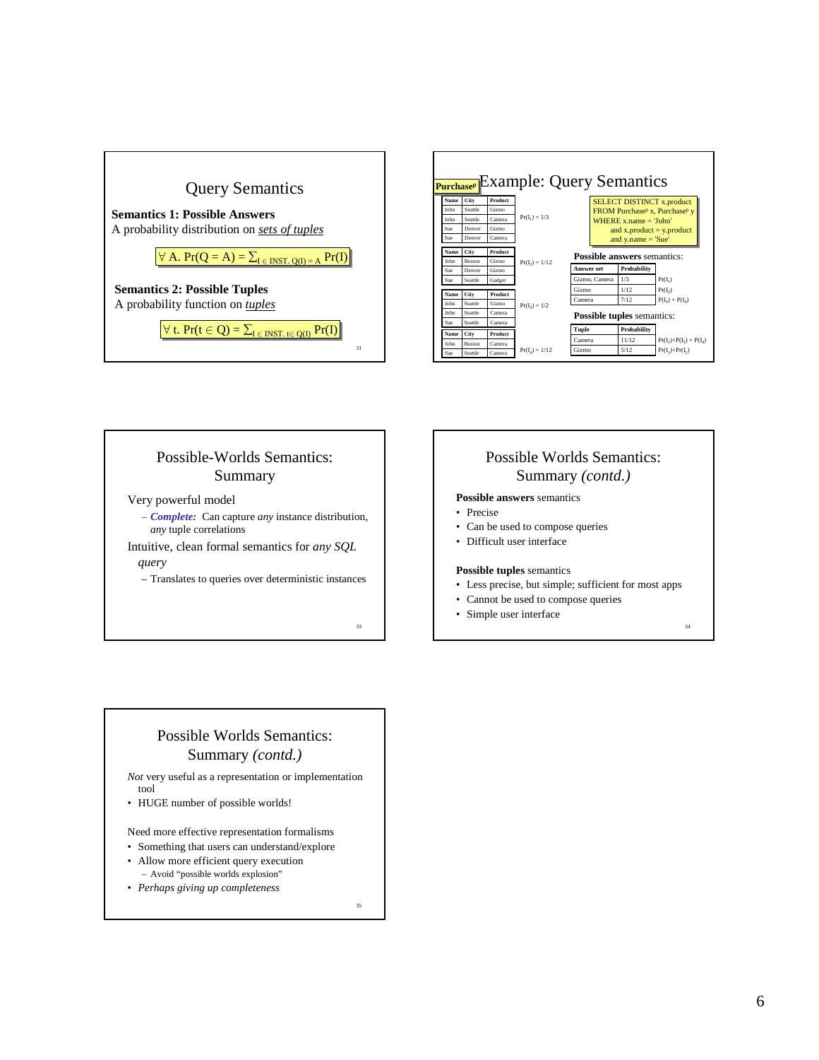## Query Semantics

**Semantics 1: Possible Answers**

A probability distribution on *sets of tuples*

$$\forall A.\ Pr(Q = A) = \sum_{I \in INST.\ Q(I) = A} Pr(I)$$

**Semantics 2: Possible Tuples**

A probability function on *tuples*

$$\forall t.\ Pr(t \in Q) = \sum_{I \in INST.\ t \in Q(I)} Pr(I)$$

## Example: Query Semantics

**Purchase$^p$**

| Name | City | Product |
|---|---|---|
| John | Seattle | Gizmo |
| John | Seattle | Camera |
| Sue | Denver | Gizmo |
| Sue | Denver | Camera |

$Pr(I_1) = 1/3$

| Name | City | Product |
|---|---|---|
| John | Boston | Gizmo |
| Sue | Denver | Gizmo |
| Sue | Seattle | Gadget |

$Pr(I_2) = 1/12$

| Name | City | Product |
|---|---|---|
| John | Seattle | Gizmo |
| John | Seattle | Camera |
| Sue | Seattle | Camera |

$Pr(I_3) = 1/2$

| Name | City | Product |
|---|---|---|
| John | Boston | Camera |
| Sue | Seattle | Camera |

$Pr(I_4) = 1/12$

```
SELECT DISTINCT x.product
FROM Purchasep x, Purchasep y
WHERE x.name = 'John'
    and x.product = y.product
    and y.name = 'Sue'
```

**Possible answers** semantics:

| Answer set | Probability | |
|---|---|---|
| Gizmo, Camera | 1/3 | $Pr(I_1)$ |
| Gizmo | 1/12 | $Pr(I_2)$ |
| Camera | 7/12 | $P(I_3) + P(I_4)$ |

**Possible tuples** semantics:

| Tuple | Probability | |
|---|---|---|
| Camera | 11/12 | $Pr(I_1)+P(I_3) + P(I_4)$ |
| Gizmo | 5/12 | $Pr(I_1)+Pr(I_2)$ |

## Possible-Worlds Semantics: Summary

Very powerful model

- ***Complete:*** Can capture *any* instance distribution, *any* tuple correlations

Intuitive, clean formal semantics for *any SQL query*

- Translates to queries over deterministic instances

## Possible Worlds Semantics: Summary *(contd.)*

**Possible answers** semantics

- Precise
- Can be used to compose queries
- Difficult user interface

**Possible tuples** semantics

- Less precise, but simple; sufficient for most apps
- Cannot be used to compose queries
- Simple user interface

## Possible Worlds Semantics: Summary *(contd.)*

*Not* very useful as a representation or implementation tool

- HUGE number of possible worlds!

Need more effective representation formalisms

- Something that users can understand/explore
- Allow more efficient query execution
  - Avoid "possible worlds explosion"
- *Perhaps giving up completeness*